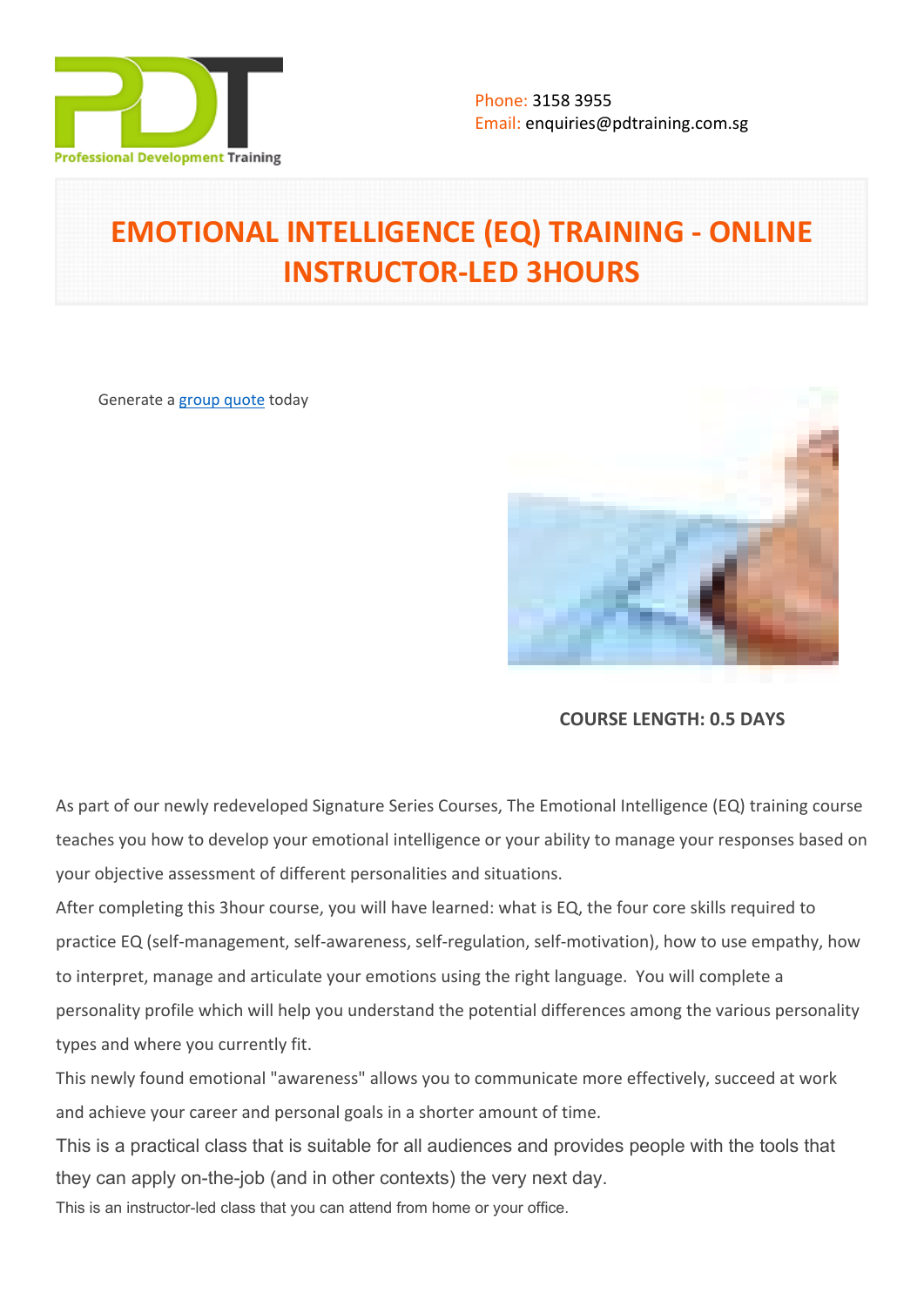Phone: 3158 3955
Email: enquiries@pdtraining.com.sg

# EMOTIONAL INTELLIGENCE (EQ) TRAINING - ONLINE INSTRUCTOR-LED 3HOURS

Generate a group quote today

**COURSE LENGTH: 0.5 DAYS**

As part of our newly redeveloped Signature Series Courses, The Emotional Intelligence (EQ) training course teaches you how to develop your emotional intelligence or your ability to manage your responses based on your objective assessment of different personalities and situations.

After completing this 3hour course, you will have learned: what is EQ, the four core skills required to practice EQ (self-management, self-awareness, self-regulation, self-motivation), how to use empathy, how to interpret, manage and articulate your emotions using the right language. You will complete a personality profile which will help you understand the potential differences among the various personality types and where you currently fit.

This newly found emotional "awareness" allows you to communicate more effectively, succeed at work and achieve your career and personal goals in a shorter amount of time.

This is a practical class that is suitable for all audiences and provides people with the tools that they can apply on-the-job (and in other contexts) the very next day.

This is an instructor-led class that you can attend from home or your office.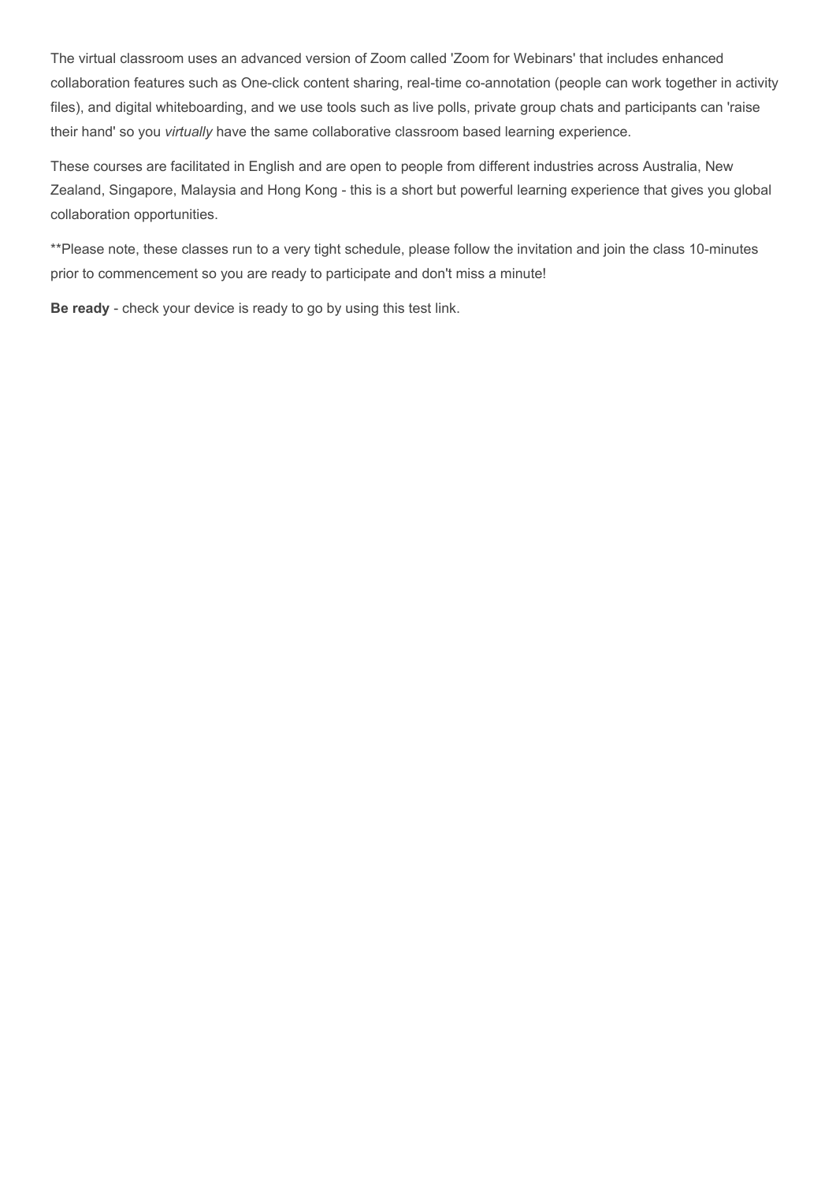The virtual classroom uses an advanced version of Zoom called 'Zoom for Webinars' that includes enhanced collaboration features such as One-click content sharing, real-time co-annotation (people can work together in activity files), and digital whiteboarding, and we use tools such as live polls, private group chats and participants can 'raise their hand' so you *virtually* have the same collaborative classroom based learning experience.

These courses are facilitated in English and are open to people from different industries across Australia, New Zealand, Singapore, Malaysia and Hong Kong - this is a short but powerful learning experience that gives you global collaboration opportunities.

**Please note, these classes run to a very tight schedule, please follow the invitation and join the class 10-minutes prior to commencement so you are ready to participate and don't miss a minute!

**Be ready** - check your device is ready to go by using this test link.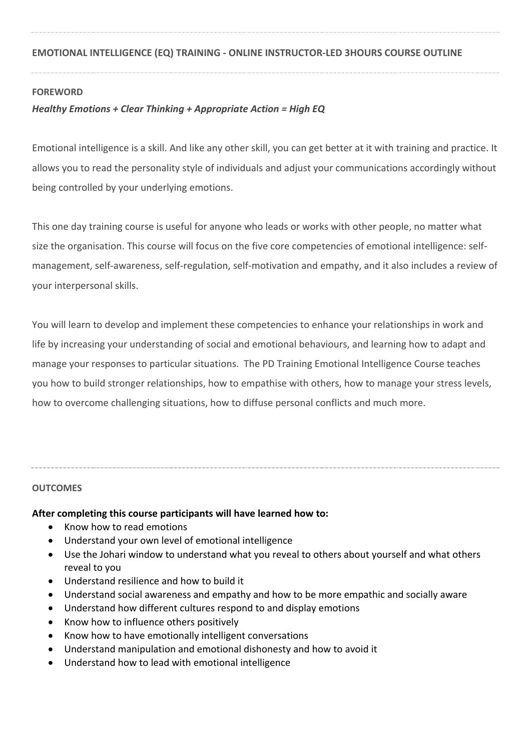**EMOTIONAL INTELLIGENCE (EQ) TRAINING - ONLINE INSTRUCTOR-LED 3HOURS COURSE OUTLINE**

---

**FOREWORD**

***Healthy Emotions + Clear Thinking + Appropriate Action = High EQ***

Emotional intelligence is a skill. And like any other skill, you can get better at it with training and practice. It allows you to read the personality style of individuals and adjust your communications accordingly without being controlled by your underlying emotions.

This one day training course is useful for anyone who leads or works with other people, no matter what size the organisation. This course will focus on the five core competencies of emotional intelligence: self-management, self-awareness, self-regulation, self-motivation and empathy, and it also includes a review of your interpersonal skills.

You will learn to develop and implement these competencies to enhance your relationships in work and life by increasing your understanding of social and emotional behaviours, and learning how to adapt and manage your responses to particular situations. The PD Training Emotional Intelligence Course teaches you how to build stronger relationships, how to empathise with others, how to manage your stress levels, how to overcome challenging situations, how to diffuse personal conflicts and much more.

---

**OUTCOMES**

**After completing this course participants will have learned how to:**

- Know how to read emotions
- Understand your own level of emotional intelligence
- Use the Johari window to understand what you reveal to others about yourself and what others reveal to you
- Understand resilience and how to build it
- Understand social awareness and empathy and how to be more empathic and socially aware
- Understand how different cultures respond to and display emotions
- Know how to influence others positively
- Know how to have emotionally intelligent conversations
- Understand manipulation and emotional dishonesty and how to avoid it
- Understand how to lead with emotional intelligence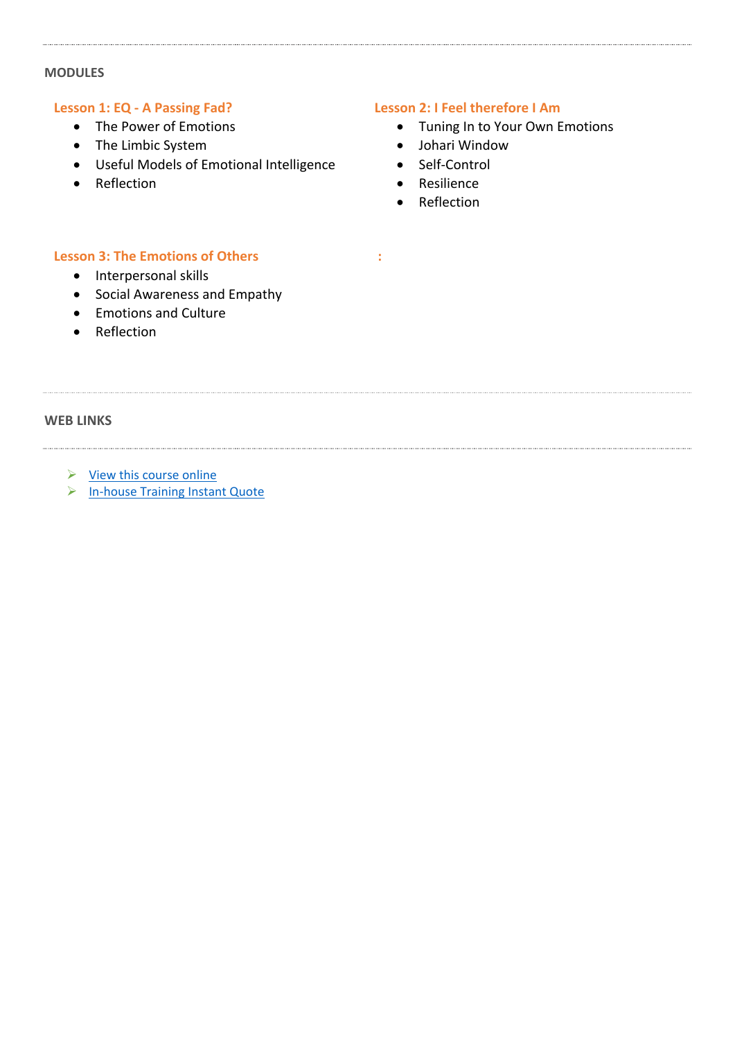## MODULES

### Lesson 1: EQ - A Passing Fad?

- The Power of Emotions
- The Limbic System
- Useful Models of Emotional Intelligence
- Reflection

### Lesson 2: I Feel therefore I Am

- Tuning In to Your Own Emotions
- Johari Window
- Self-Control
- Resilience
- Reflection

### Lesson 3: The Emotions of Others

- Interpersonal skills
- Social Awareness and Empathy
- Emotions and Culture
- Reflection

:

## WEB LINKS

- View this course online
- In-house Training Instant Quote